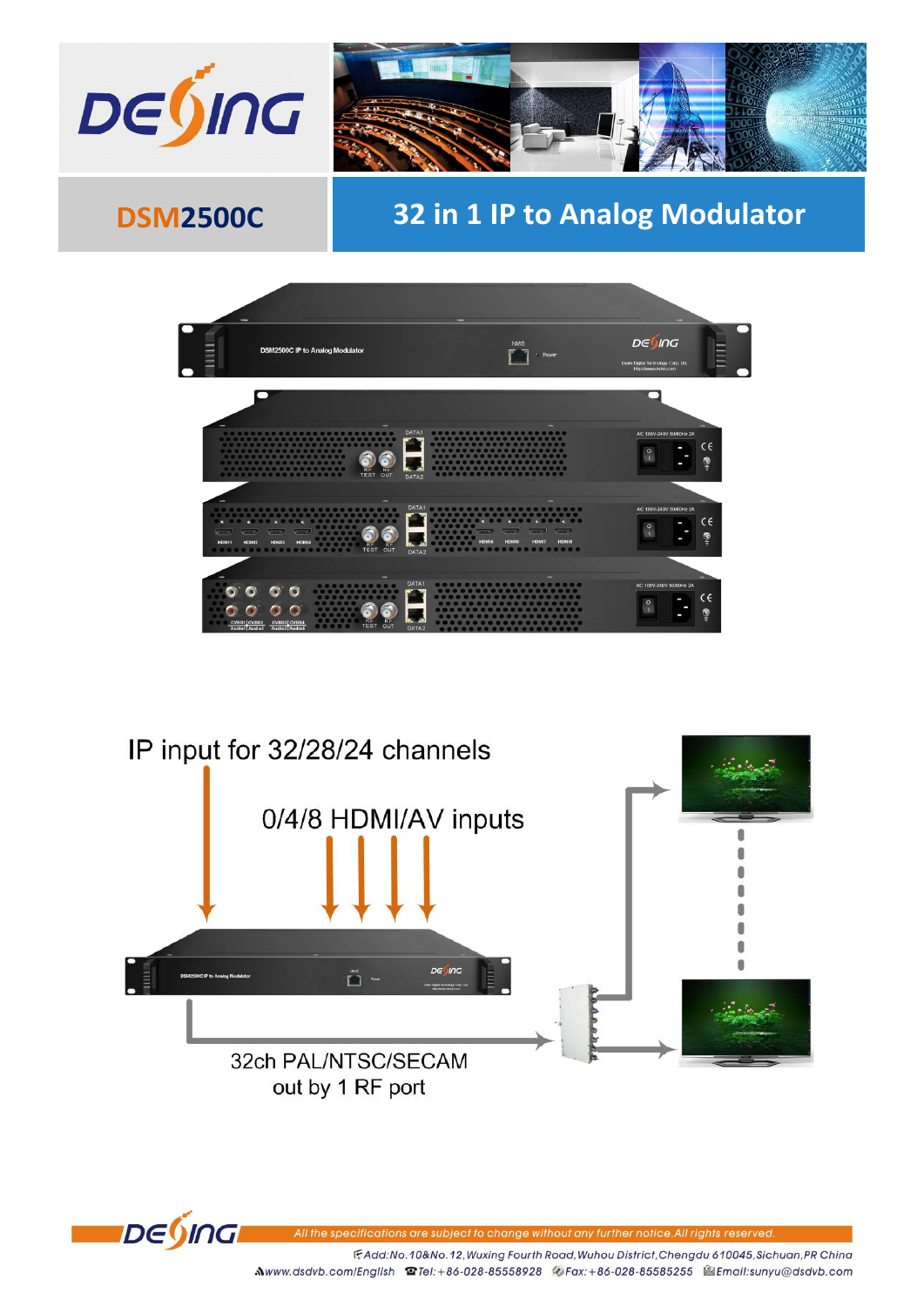# DSM2500C

## 32 in 1 IP to Analog Modulator

IP input for 32/28/24 channels

0/4/8 HDMI/AV inputs

32ch PAL/NTSC/SECAM out by 1 RF port

*All the specifications are subject to change without any further notice.All rights reserved.*

Add:No. 10&No. 12,Wuxing Fourth Road,Wuhou District,Chengdu 610045,Sichuan,PR China

www.dsdvb.com/English Tel:+86-028-85558928 Fax:+86-028-85585255 Email:sunyu@dsdvb.com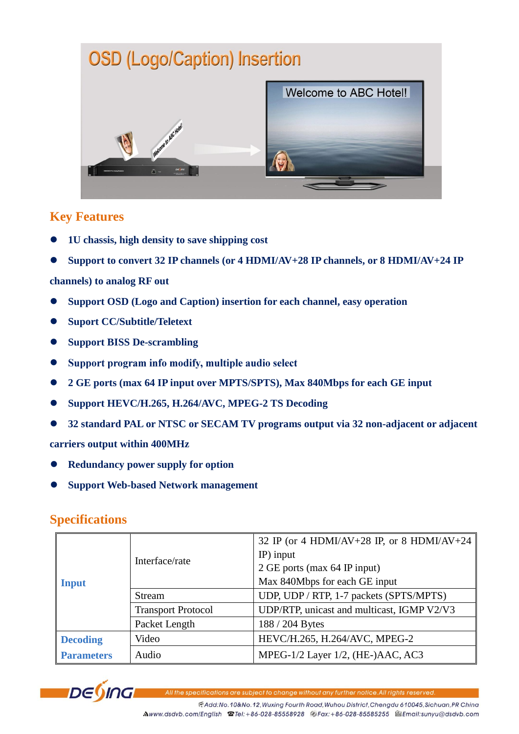## OSD (Logo/Caption) Insertion

## Key Features

- 1U chassis, high density to save shipping cost
- Support to convert 32 IP channels (or 4 HDMI/AV+28 IP channels, or 8 HDMI/AV+24 IP channels) to analog RF out
- Support OSD (Logo and Caption) insertion for each channel, easy operation
- Suport CC/Subtitle/Teletext
- Support BISS De-scrambling
- Support program info modify, multiple audio select
- 2 GE ports (max 64 IP input over MPTS/SPTS), Max 840Mbps for each GE input
- Support HEVC/H.265, H.264/AVC, MPEG-2 TS Decoding
- 32 standard PAL or NTSC or SECAM TV programs output via 32 non-adjacent or adjacent carriers output within 400MHz
- Redundancy power supply for option
- Support Web-based Network management

## Specifications

| | | |
|---|---|---|
| **Input** | Interface/rate | 32 IP (or 4 HDMI/AV+28 IP, or 8 HDMI/AV+24 IP) input<br>2 GE ports (max 64 IP input)<br>Max 840Mbps for each GE input |
| | Stream | UDP, UDP / RTP, 1-7 packets (SPTS/MPTS) |
| | Transport Protocol | UDP/RTP, unicast and multicast, IGMP V2/V3 |
| | Packet Length | 188 / 204 Bytes |
| **Decoding Parameters** | Video | HEVC/H.265, H.264/AVC, MPEG-2 |
| | Audio | MPEG-1/2 Layer 1/2, (HE-)AAC, AC3 |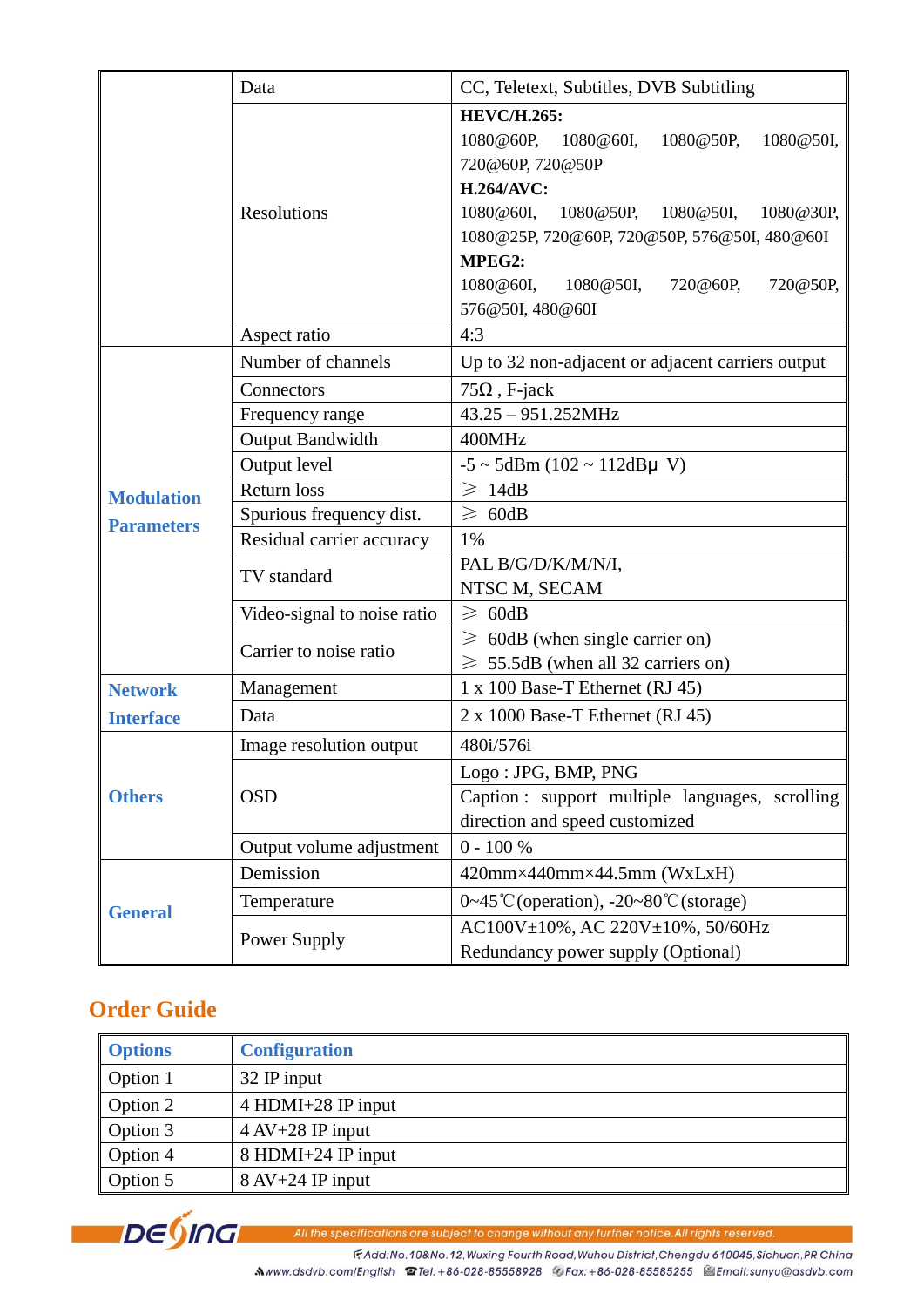| | | |
|---|---|---|
| | Data | CC, Teletext, Subtitles, DVB Subtitling |
| | Resolutions | **HEVC/H.265:** 1080@60P, 1080@60I, 1080@50P, 1080@50I, 720@60P, 720@50P **H.264/AVC:** 1080@60I, 1080@50P, 1080@50I, 1080@30P, 1080@25P, 720@60P, 720@50P, 576@50I, 480@60I **MPEG2:** 1080@60I, 1080@50I, 720@60P, 720@50P, 576@50I, 480@60I |
| | Aspect ratio | 4:3 |
| **Modulation Parameters** | Number of channels | Up to 32 non-adjacent or adjacent carriers output |
| | Connectors | 75Ω , F-jack |
| | Frequency range | 43.25 – 951.252MHz |
| | Output Bandwidth | 400MHz |
| | Output level | -5 ~ 5dBm (102 ~ 112dBμ V) |
| | Return loss | ≥ 14dB |
| | Spurious frequency dist. | ≥ 60dB |
| | Residual carrier accuracy | 1% |
| | TV standard | PAL B/G/D/K/M/N/I, NTSC M, SECAM |
| | Video-signal to noise ratio | ≥ 60dB |
| | Carrier to noise ratio | ≥ 60dB (when single carrier on) ≥ 55.5dB (when all 32 carriers on) |
| **Network Interface** | Management | 1 x 100 Base-T Ethernet (RJ 45) |
| | Data | 2 x 1000 Base-T Ethernet (RJ 45) |
| **Others** | Image resolution output | 480i/576i |
| | OSD | Logo : JPG, BMP, PNG |
| | | Caption : support multiple languages, scrolling direction and speed customized |
| | Output volume adjustment | 0 - 100 % |
| **General** | Demission | 420mm×440mm×44.5mm (WxLxH) |
| | Temperature | 0~45℃(operation), -20~80℃(storage) |
| | Power Supply | AC100V±10%, AC 220V±10%, 50/60Hz Redundancy power supply (Optional) |

## Order Guide

| **Options** | **Configuration** |
|---|---|
| Option 1 | 32 IP input |
| Option 2 | 4 HDMI+28 IP input |
| Option 3 | 4 AV+28 IP input |
| Option 4 | 8 HDMI+24 IP input |
| Option 5 | 8 AV+24 IP input |

DEXING All the specifications are subject to change without any further notice.All rights reserved.

Add:No. 10&No. 12,Wuxing Fourth Road,Wuhou District,Chengdu 610045,Sichuan,PR China

www.dsdvb.com/English Tel:+86-028-85558928 Fax:+86-028-85585255 Email:sunyu@dsdvb.com